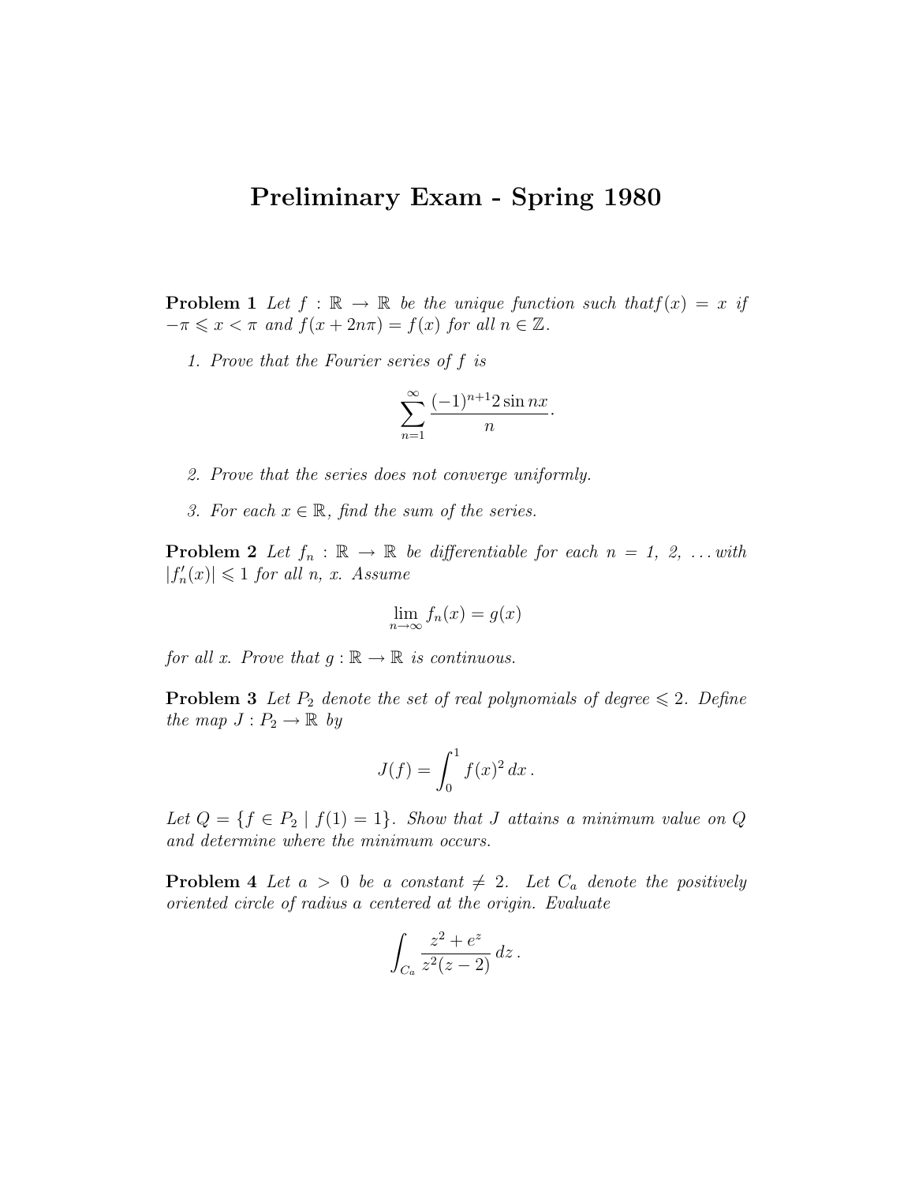# Preliminary Exam - Spring 1980

**Problem 1** *Let $f : \mathbb{R} \to \mathbb{R}$ be the unique function such that $f(x) = x$ if $-\pi \leqslant x < \pi$ and $f(x + 2n\pi) = f(x)$ for all $n \in \mathbb{Z}$.*

1. *Prove that the Fourier series of $f$ is*

$$\sum_{n=1}^{\infty} \frac{(-1)^{n+1} 2 \sin nx}{n}.$$

2. *Prove that the series does not converge uniformly.*

3. *For each $x \in \mathbb{R}$, find the sum of the series.*

**Problem 2** *Let $f_n : \mathbb{R} \to \mathbb{R}$ be differentiable for each $n = 1, 2, \ldots$ with $|f_n'(x)| \leqslant 1$ for all $n$, $x$. Assume*

$$\lim_{n \to \infty} f_n(x) = g(x)$$

*for all $x$. Prove that $g : \mathbb{R} \to \mathbb{R}$ is continuous.*

**Problem 3** *Let $P_2$ denote the set of real polynomials of degree $\leqslant 2$. Define the map $J : P_2 \to \mathbb{R}$ by*

$$J(f) = \int_0^1 f(x)^2 \, dx \,.$$

*Let $Q = \{f \in P_2 \mid f(1) = 1\}$. Show that $J$ attains a minimum value on $Q$ and determine where the minimum occurs.*

**Problem 4** *Let $a > 0$ be a constant $\neq 2$. Let $C_a$ denote the positively oriented circle of radius $a$ centered at the origin. Evaluate*

$$\int_{C_a} \frac{z^2 + e^z}{z^2(z-2)} \, dz \,.$$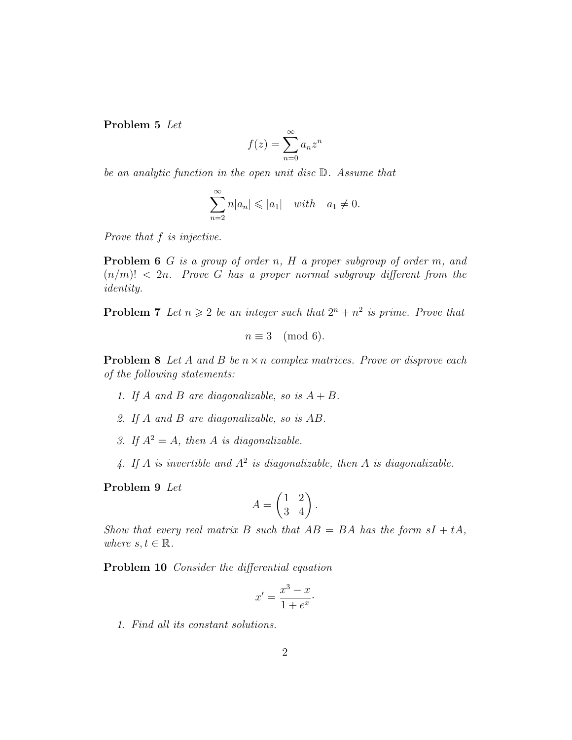**Problem 5** *Let*

$$f(z) = \sum_{n=0}^{\infty} a_n z^n$$

*be an analytic function in the open unit disc* $\mathbb{D}$. *Assume that*

$$\sum_{n=2}^{\infty} n|a_n| \leqslant |a_1| \quad \textit{with} \quad a_1 \neq 0.$$

*Prove that* $f$ *is injective.*

**Problem 6** $G$ *is a group of order* $n$, $H$ *a proper subgroup of order* $m$, *and* $(n/m)! < 2n$. *Prove* $G$ *has a proper normal subgroup different from the identity.*

**Problem 7** *Let* $n \geqslant 2$ *be an integer such that* $2^n + n^2$ *is prime. Prove that*

$$n \equiv 3 \pmod 6.$$

**Problem 8** *Let* $A$ *and* $B$ *be* $n \times n$ *complex matrices. Prove or disprove each of the following statements:*

1. *If* $A$ *and* $B$ *are diagonalizable, so is* $A + B$.
2. *If* $A$ *and* $B$ *are diagonalizable, so is* $AB$.
3. *If* $A^2 = A$, *then* $A$ *is diagonalizable.*
4. *If* $A$ *is invertible and* $A^2$ *is diagonalizable, then* $A$ *is diagonalizable.*

**Problem 9** *Let*

$$A = \begin{pmatrix} 1 & 2 \\ 3 & 4 \end{pmatrix}.$$

*Show that every real matrix* $B$ *such that* $AB = BA$ *has the form* $sI + tA$, *where* $s, t \in \mathbb{R}$.

**Problem 10** *Consider the differential equation*

$$x' = \frac{x^3 - x}{1 + e^x}.$$

1. *Find all its constant solutions.*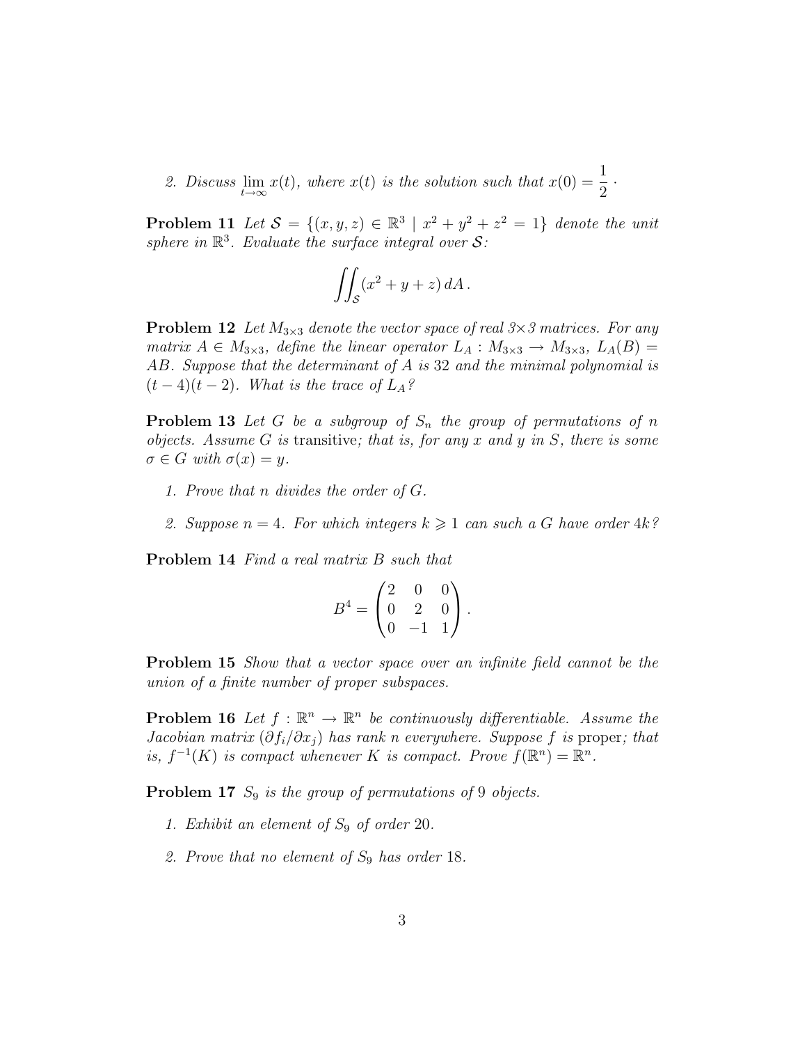2. Discuss $\lim_{t\to\infty} x(t)$, where $x(t)$ is the solution such that $x(0) = \frac{1}{2}$ .

**Problem 11** *Let $\mathcal{S} = \{(x, y, z) \in \mathbb{R}^3 \mid x^2 + y^2 + z^2 = 1\}$ denote the unit sphere in $\mathbb{R}^3$. Evaluate the surface integral over $\mathcal{S}$:*

$$\iint_{\mathcal{S}} (x^2 + y + z)\, dA\,.$$

**Problem 12** *Let $M_{3\times 3}$ denote the vector space of real 3×3 matrices. For any matrix $A \in M_{3\times 3}$, define the linear operator $L_A : M_{3\times 3} \to M_{3\times 3}$, $L_A(B) = AB$. Suppose that the determinant of $A$ is 32 and the minimal polynomial is $(t-4)(t-2)$. What is the trace of $L_A$?*

**Problem 13** *Let $G$ be a subgroup of $S_n$ the group of permutations of $n$ objects. Assume $G$ is* transitive*; that is, for any $x$ and $y$ in $S$, there is some $\sigma \in G$ with $\sigma(x) = y$.*

1. *Prove that $n$ divides the order of $G$.*
2. *Suppose $n = 4$. For which integers $k \geqslant 1$ can such a $G$ have order $4k$?*

**Problem 14** *Find a real matrix $B$ such that*

$$B^4 = \begin{pmatrix} 2 & 0 & 0 \\ 0 & 2 & 0 \\ 0 & -1 & 1 \end{pmatrix}.$$

**Problem 15** *Show that a vector space over an infinite field cannot be the union of a finite number of proper subspaces.*

**Problem 16** *Let $f : \mathbb{R}^n \to \mathbb{R}^n$ be continuously differentiable. Assume the Jacobian matrix $(\partial f_i/\partial x_j)$ has rank $n$ everywhere. Suppose $f$ is* proper*; that is, $f^{-1}(K)$ is compact whenever $K$ is compact. Prove $f(\mathbb{R}^n) = \mathbb{R}^n$.*

**Problem 17** *$S_9$ is the group of permutations of 9 objects.*

1. *Exhibit an element of $S_9$ of order 20.*
2. *Prove that no element of $S_9$ has order 18.*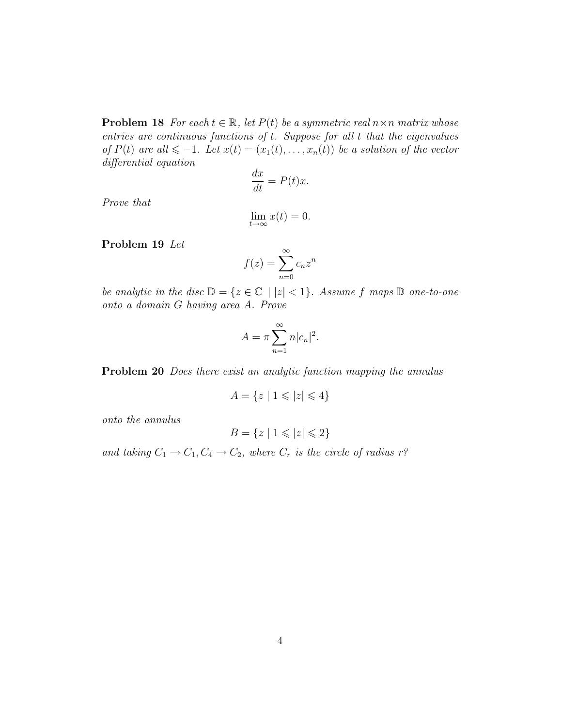**Problem 18** *For each $t \in \mathbb{R}$, let $P(t)$ be a symmetric real $n \times n$ matrix whose entries are continuous functions of $t$. Suppose for all $t$ that the eigenvalues of $P(t)$ are all $\leqslant -1$. Let $x(t) = (x_1(t), \ldots, x_n(t))$ be a solution of the vector differential equation*

$$\frac{dx}{dt} = P(t)x.$$

*Prove that*

$$\lim_{t \to \infty} x(t) = 0.$$

**Problem 19** *Let*

$$f(z) = \sum_{n=0}^{\infty} c_n z^n$$

*be analytic in the disc $\mathbb{D} = \{z \in \mathbb{C} \mid |z| < 1\}$. Assume $f$ maps $\mathbb{D}$ one-to-one onto a domain $G$ having area $A$. Prove*

$$A = \pi \sum_{n=1}^{\infty} n |c_n|^2.$$

**Problem 20** *Does there exist an analytic function mapping the annulus*

$$A = \{z \mid 1 \leqslant |z| \leqslant 4\}$$

*onto the annulus*

$$B = \{z \mid 1 \leqslant |z| \leqslant 2\}$$

*and taking $C_1 \to C_1, C_4 \to C_2$, where $C_r$ is the circle of radius $r$?*